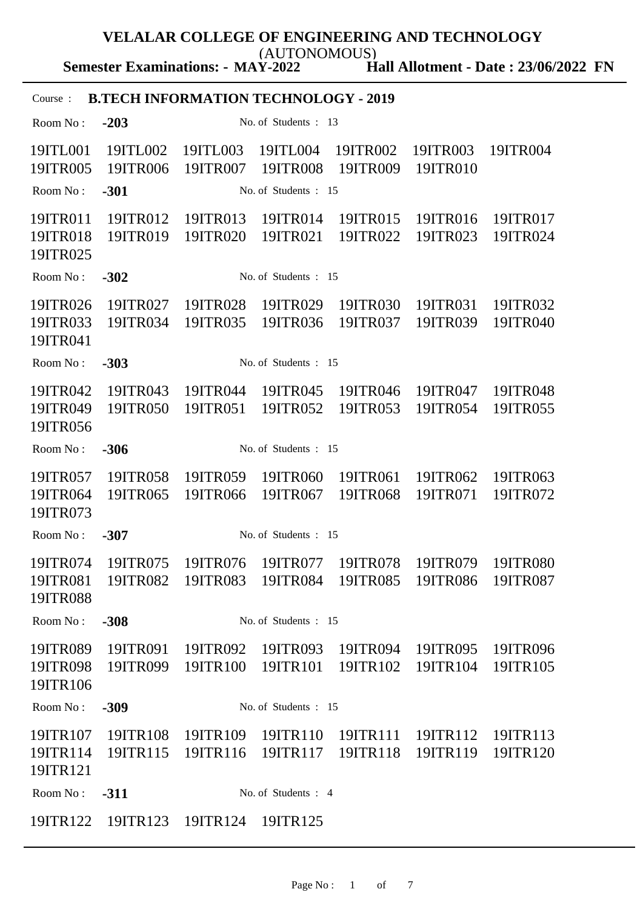# VELALAR COLLEGE OF ENGINEERING AND TECHNOLOGY

(AUTONOMOUS)

**Semester Examinations: - MAY-2022** **Hall Allotment - Date : 23/06/2022 FN**

Course : **B.TECH INFORMATION TECHNOLOGY - 2019**

Room No : **-203** No. of Students : 13

19ITL001 19ITL002 19ITL003 19ITL004 19ITR002 19ITR003 19ITR004
19ITR005 19ITR006 19ITR007 19ITR008 19ITR009 19ITR010

Room No : **-301** No. of Students : 15

19ITR011 19ITR012 19ITR013 19ITR014 19ITR015 19ITR016 19ITR017
19ITR018 19ITR019 19ITR020 19ITR021 19ITR022 19ITR023 19ITR024
19ITR025

Room No : **-302** No. of Students : 15

19ITR026 19ITR027 19ITR028 19ITR029 19ITR030 19ITR031 19ITR032
19ITR033 19ITR034 19ITR035 19ITR036 19ITR037 19ITR039 19ITR040
19ITR041

Room No : **-303** No. of Students : 15

19ITR042 19ITR043 19ITR044 19ITR045 19ITR046 19ITR047 19ITR048
19ITR049 19ITR050 19ITR051 19ITR052 19ITR053 19ITR054 19ITR055
19ITR056

Room No : **-306** No. of Students : 15

19ITR057 19ITR058 19ITR059 19ITR060 19ITR061 19ITR062 19ITR063
19ITR064 19ITR065 19ITR066 19ITR067 19ITR068 19ITR071 19ITR072
19ITR073

Room No : **-307** No. of Students : 15

19ITR074 19ITR075 19ITR076 19ITR077 19ITR078 19ITR079 19ITR080
19ITR081 19ITR082 19ITR083 19ITR084 19ITR085 19ITR086 19ITR087
19ITR088

Room No : **-308** No. of Students : 15

19ITR089 19ITR091 19ITR092 19ITR093 19ITR094 19ITR095 19ITR096
19ITR098 19ITR099 19ITR100 19ITR101 19ITR102 19ITR104 19ITR105
19ITR106

Room No : **-309** No. of Students : 15

19ITR107 19ITR108 19ITR109 19ITR110 19ITR111 19ITR112 19ITR113
19ITR114 19ITR115 19ITR116 19ITR117 19ITR118 19ITR119 19ITR120
19ITR121

Room No : **-311** No. of Students : 4

19ITR122 19ITR123 19ITR124 19ITR125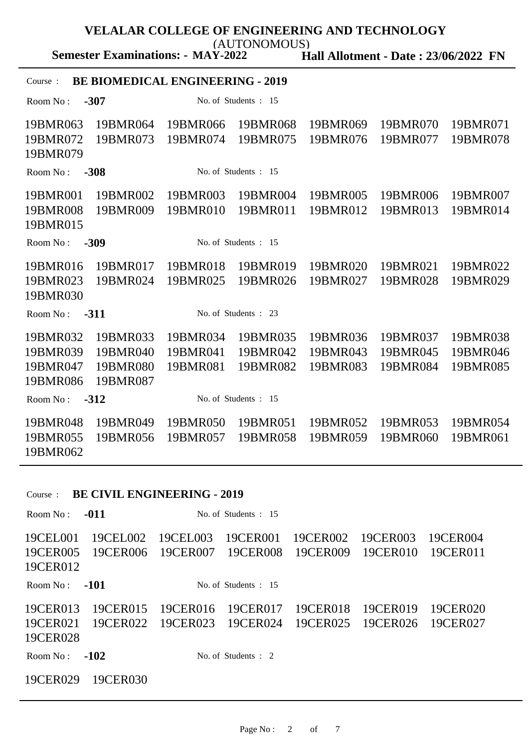**VELALAR COLLEGE OF ENGINEERING AND TECHNOLOGY**
(AUTONOMOUS)

**Semester Examinations: - MAY-2022** **Hall Allotment - Date : 23/06/2022 FN**

Course : **BE BIOMEDICAL ENGINEERING - 2019**

Room No : **-307** No. of Students : 15

19BMR063 19BMR064 19BMR066 19BMR068 19BMR069 19BMR070 19BMR071
19BMR072 19BMR073 19BMR074 19BMR075 19BMR076 19BMR077 19BMR078
19BMR079

Room No : **-308** No. of Students : 15

19BMR001 19BMR002 19BMR003 19BMR004 19BMR005 19BMR006 19BMR007
19BMR008 19BMR009 19BMR010 19BMR011 19BMR012 19BMR013 19BMR014
19BMR015

Room No : **-309** No. of Students : 15

19BMR016 19BMR017 19BMR018 19BMR019 19BMR020 19BMR021 19BMR022
19BMR023 19BMR024 19BMR025 19BMR026 19BMR027 19BMR028 19BMR029
19BMR030

Room No : **-311** No. of Students : 23

19BMR032 19BMR033 19BMR034 19BMR035 19BMR036 19BMR037 19BMR038
19BMR039 19BMR040 19BMR041 19BMR042 19BMR043 19BMR045 19BMR046
19BMR047 19BMR080 19BMR081 19BMR082 19BMR083 19BMR084 19BMR085
19BMR086 19BMR087

Room No : **-312** No. of Students : 15

19BMR048 19BMR049 19BMR050 19BMR051 19BMR052 19BMR053 19BMR054
19BMR055 19BMR056 19BMR057 19BMR058 19BMR059 19BMR060 19BMR061
19BMR062

---

Course : **BE CIVIL ENGINEERING - 2019**

Room No : **-011** No. of Students : 15

19CEL001 19CEL002 19CEL003 19CER001 19CER002 19CER003 19CER004
19CER005 19CER006 19CER007 19CER008 19CER009 19CER010 19CER011
19CER012

Room No : **-101** No. of Students : 15

19CER013 19CER015 19CER016 19CER017 19CER018 19CER019 19CER020
19CER021 19CER022 19CER023 19CER024 19CER025 19CER026 19CER027
19CER028

Room No : **-102** No. of Students : 2

19CER029 19CER030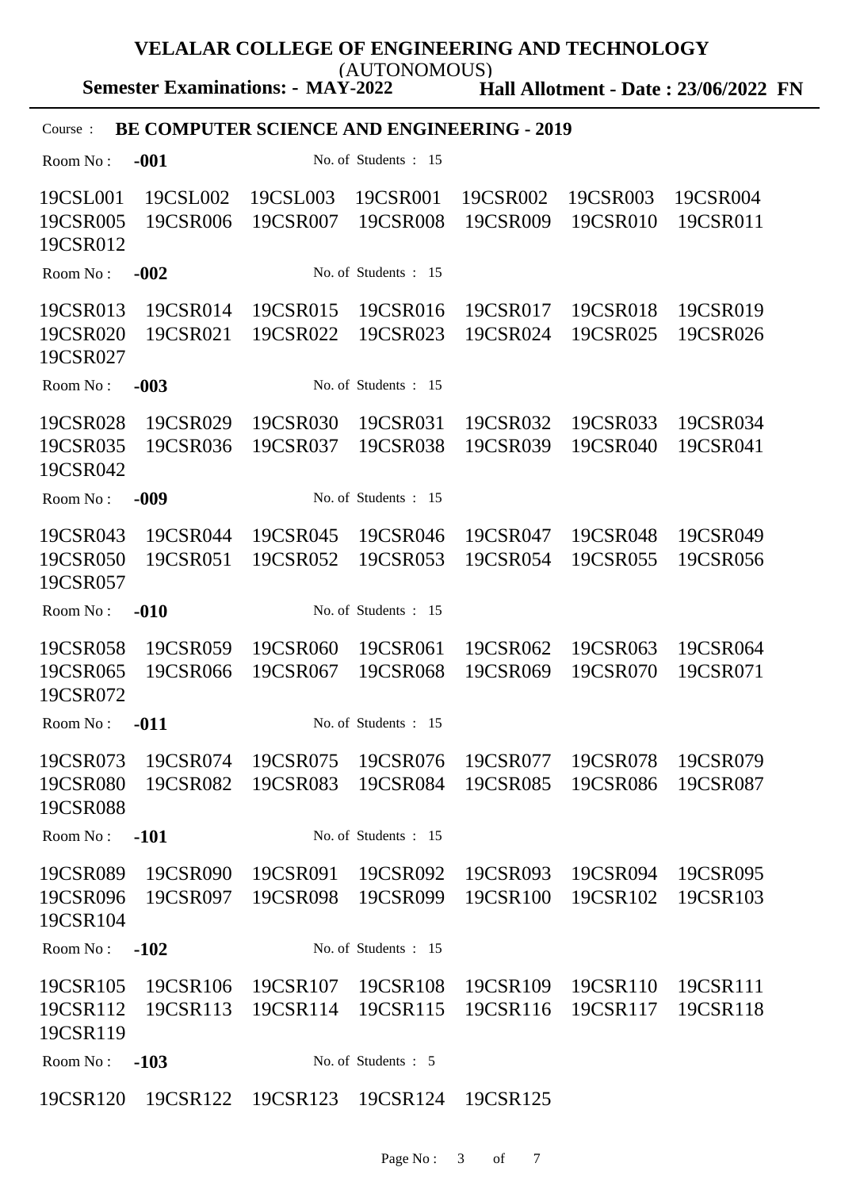# VELALAR COLLEGE OF ENGINEERING AND TECHNOLOGY

(AUTONOMOUS)

**Semester Examinations: - MAY-2022** **Hall Allotment - Date : 23/06/2022 FN**

Course : **BE COMPUTER SCIENCE AND ENGINEERING - 2019**

Room No : **-001** No. of Students : 15

| | | | | | | |
|---|---|---|---|---|---|---|
| 19CSL001 | 19CSL002 | 19CSL003 | 19CSR001 | 19CSR002 | 19CSR003 | 19CSR004 |
| 19CSR005 | 19CSR006 | 19CSR007 | 19CSR008 | 19CSR009 | 19CSR010 | 19CSR011 |
| 19CSR012 | | | | | | |

Room No : **-002** No. of Students : 15

| | | | | | | |
|---|---|---|---|---|---|---|
| 19CSR013 | 19CSR014 | 19CSR015 | 19CSR016 | 19CSR017 | 19CSR018 | 19CSR019 |
| 19CSR020 | 19CSR021 | 19CSR022 | 19CSR023 | 19CSR024 | 19CSR025 | 19CSR026 |
| 19CSR027 | | | | | | |

Room No : **-003** No. of Students : 15

| | | | | | | |
|---|---|---|---|---|---|---|
| 19CSR028 | 19CSR029 | 19CSR030 | 19CSR031 | 19CSR032 | 19CSR033 | 19CSR034 |
| 19CSR035 | 19CSR036 | 19CSR037 | 19CSR038 | 19CSR039 | 19CSR040 | 19CSR041 |
| 19CSR042 | | | | | | |

Room No : **-009** No. of Students : 15

| | | | | | | |
|---|---|---|---|---|---|---|
| 19CSR043 | 19CSR044 | 19CSR045 | 19CSR046 | 19CSR047 | 19CSR048 | 19CSR049 |
| 19CSR050 | 19CSR051 | 19CSR052 | 19CSR053 | 19CSR054 | 19CSR055 | 19CSR056 |
| 19CSR057 | | | | | | |

Room No : **-010** No. of Students : 15

| | | | | | | |
|---|---|---|---|---|---|---|
| 19CSR058 | 19CSR059 | 19CSR060 | 19CSR061 | 19CSR062 | 19CSR063 | 19CSR064 |
| 19CSR065 | 19CSR066 | 19CSR067 | 19CSR068 | 19CSR069 | 19CSR070 | 19CSR071 |
| 19CSR072 | | | | | | |

Room No : **-011** No. of Students : 15

| | | | | | | |
|---|---|---|---|---|---|---|
| 19CSR073 | 19CSR074 | 19CSR075 | 19CSR076 | 19CSR077 | 19CSR078 | 19CSR079 |
| 19CSR080 | 19CSR082 | 19CSR083 | 19CSR084 | 19CSR085 | 19CSR086 | 19CSR087 |
| 19CSR088 | | | | | | |

Room No : **-101** No. of Students : 15

| | | | | | | |
|---|---|---|---|---|---|---|
| 19CSR089 | 19CSR090 | 19CSR091 | 19CSR092 | 19CSR093 | 19CSR094 | 19CSR095 |
| 19CSR096 | 19CSR097 | 19CSR098 | 19CSR099 | 19CSR100 | 19CSR102 | 19CSR103 |
| 19CSR104 | | | | | | |

Room No : **-102** No. of Students : 15

| | | | | | | |
|---|---|---|---|---|---|---|
| 19CSR105 | 19CSR106 | 19CSR107 | 19CSR108 | 19CSR109 | 19CSR110 | 19CSR111 |
| 19CSR112 | 19CSR113 | 19CSR114 | 19CSR115 | 19CSR116 | 19CSR117 | 19CSR118 |
| 19CSR119 | | | | | | |

Room No : **-103** No. of Students : 5

| | | | | |
|---|---|---|---|---|
| 19CSR120 | 19CSR122 | 19CSR123 | 19CSR124 | 19CSR125 |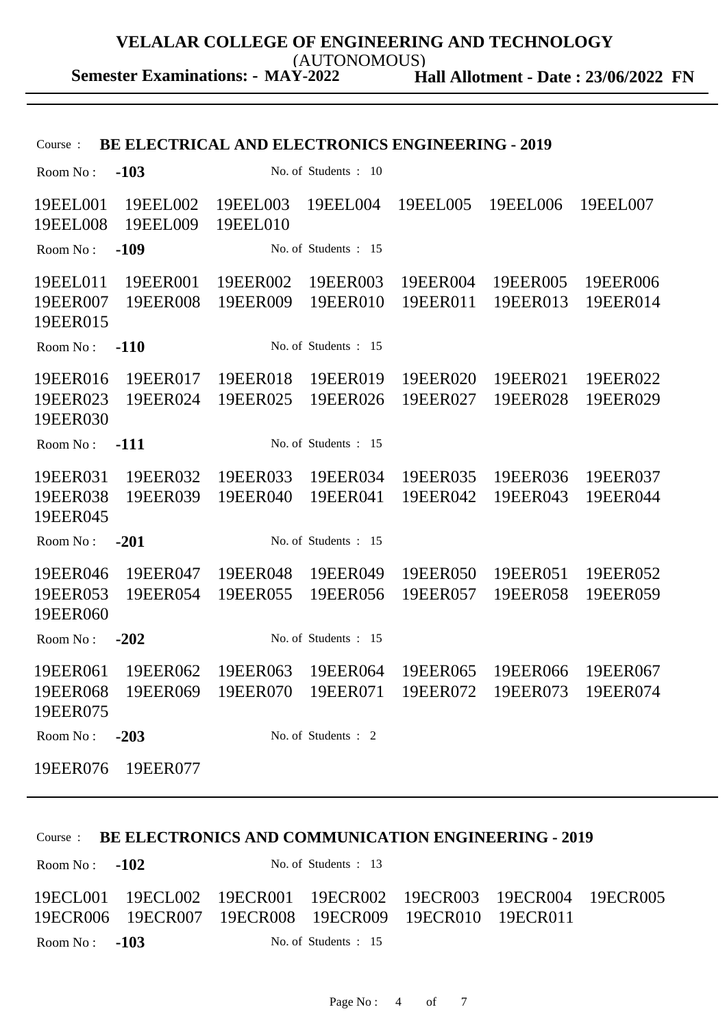**VELALAR COLLEGE OF ENGINEERING AND TECHNOLOGY**
(AUTONOMOUS)
**Semester Examinations: - MAY-2022** **Hall Allotment - Date : 23/06/2022 FN**

---

Course : **BE ELECTRICAL AND ELECTRONICS ENGINEERING - 2019**

Room No : **-103** No. of Students : 10

19EEL001 19EEL002 19EEL003 19EEL004 19EEL005 19EEL006 19EEL007
19EEL008 19EEL009 19EEL010

Room No : **-109** No. of Students : 15

19EEL011 19EER001 19EER002 19EER003 19EER004 19EER005 19EER006
19EER007 19EER008 19EER009 19EER010 19EER011 19EER013 19EER014
19EER015

Room No : **-110** No. of Students : 15

19EER016 19EER017 19EER018 19EER019 19EER020 19EER021 19EER022
19EER023 19EER024 19EER025 19EER026 19EER027 19EER028 19EER029
19EER030

Room No : **-111** No. of Students : 15

19EER031 19EER032 19EER033 19EER034 19EER035 19EER036 19EER037
19EER038 19EER039 19EER040 19EER041 19EER042 19EER043 19EER044
19EER045

Room No : **-201** No. of Students : 15

19EER046 19EER047 19EER048 19EER049 19EER050 19EER051 19EER052
19EER053 19EER054 19EER055 19EER056 19EER057 19EER058 19EER059
19EER060

Room No : **-202** No. of Students : 15

19EER061 19EER062 19EER063 19EER064 19EER065 19EER066 19EER067
19EER068 19EER069 19EER070 19EER071 19EER072 19EER073 19EER074
19EER075

Room No : **-203** No. of Students : 2

19EER076 19EER077

---

Course : **BE ELECTRONICS AND COMMUNICATION ENGINEERING - 2019**

Room No : **-102** No. of Students : 13

19ECL001 19ECL002 19ECR001 19ECR002 19ECR003 19ECR004 19ECR005
19ECR006 19ECR007 19ECR008 19ECR009 19ECR010 19ECR011

Room No : **-103** No. of Students : 15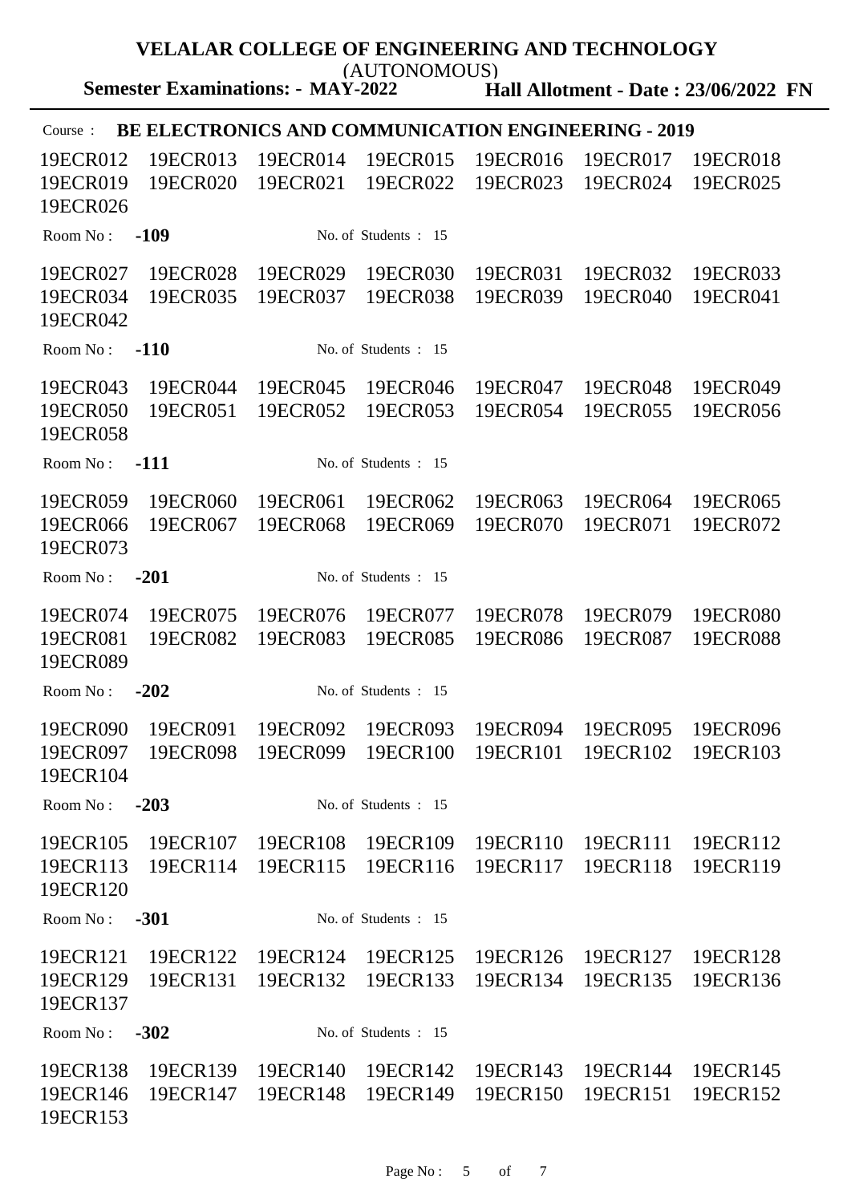**VELALAR COLLEGE OF ENGINEERING AND TECHNOLOGY**

(AUTONOMOUS)

**Semester Examinations: - MAY-2022** **Hall Allotment - Date : 23/06/2022 FN**

Course : **BE ELECTRONICS AND COMMUNICATION ENGINEERING - 2019**

19ECR012 19ECR013 19ECR014 19ECR015 19ECR016 19ECR017 19ECR018
19ECR019 19ECR020 19ECR021 19ECR022 19ECR023 19ECR024 19ECR025
19ECR026

Room No : **-109** No. of Students : 15

19ECR027 19ECR028 19ECR029 19ECR030 19ECR031 19ECR032 19ECR033
19ECR034 19ECR035 19ECR037 19ECR038 19ECR039 19ECR040 19ECR041
19ECR042

Room No : **-110** No. of Students : 15

19ECR043 19ECR044 19ECR045 19ECR046 19ECR047 19ECR048 19ECR049
19ECR050 19ECR051 19ECR052 19ECR053 19ECR054 19ECR055 19ECR056
19ECR058

Room No : **-111** No. of Students : 15

19ECR059 19ECR060 19ECR061 19ECR062 19ECR063 19ECR064 19ECR065
19ECR066 19ECR067 19ECR068 19ECR069 19ECR070 19ECR071 19ECR072
19ECR073

Room No : **-201** No. of Students : 15

19ECR074 19ECR075 19ECR076 19ECR077 19ECR078 19ECR079 19ECR080
19ECR081 19ECR082 19ECR083 19ECR085 19ECR086 19ECR087 19ECR088
19ECR089

Room No : **-202** No. of Students : 15

19ECR090 19ECR091 19ECR092 19ECR093 19ECR094 19ECR095 19ECR096
19ECR097 19ECR098 19ECR099 19ECR100 19ECR101 19ECR102 19ECR103
19ECR104

Room No : **-203** No. of Students : 15

19ECR105 19ECR107 19ECR108 19ECR109 19ECR110 19ECR111 19ECR112
19ECR113 19ECR114 19ECR115 19ECR116 19ECR117 19ECR118 19ECR119
19ECR120

Room No : **-301** No. of Students : 15

19ECR121 19ECR122 19ECR124 19ECR125 19ECR126 19ECR127 19ECR128
19ECR129 19ECR131 19ECR132 19ECR133 19ECR134 19ECR135 19ECR136
19ECR137

Room No : **-302** No. of Students : 15

19ECR138 19ECR139 19ECR140 19ECR142 19ECR143 19ECR144 19ECR145
19ECR146 19ECR147 19ECR148 19ECR149 19ECR150 19ECR151 19ECR152
19ECR153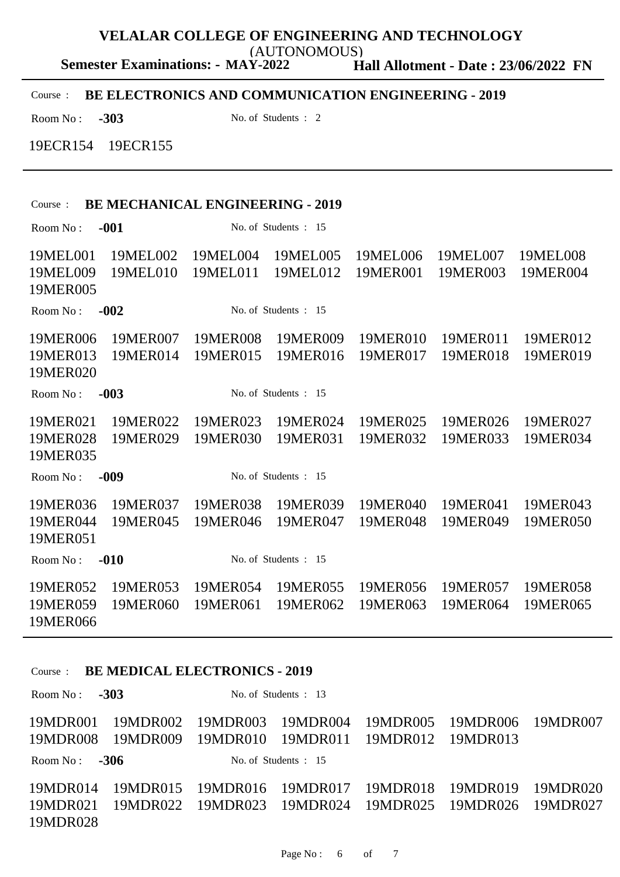**VELALAR COLLEGE OF ENGINEERING AND TECHNOLOGY**
(AUTONOMOUS)
**Semester Examinations: - MAY-2022** **Hall Allotment - Date : 23/06/2022 FN**

---

Course : **BE ELECTRONICS AND COMMUNICATION ENGINEERING - 2019**

Room No : **-303** No. of Students : 2

19ECR154 19ECR155

---

Course : **BE MECHANICAL ENGINEERING - 2019**

Room No : **-001** No. of Students : 15

19MEL001 19MEL002 19MEL004 19MEL005 19MEL006 19MEL007 19MEL008
19MEL009 19MEL010 19MEL011 19MEL012 19MER001 19MER003 19MER004
19MER005

Room No : **-002** No. of Students : 15

19MER006 19MER007 19MER008 19MER009 19MER010 19MER011 19MER012
19MER013 19MER014 19MER015 19MER016 19MER017 19MER018 19MER019
19MER020

Room No : **-003** No. of Students : 15

19MER021 19MER022 19MER023 19MER024 19MER025 19MER026 19MER027
19MER028 19MER029 19MER030 19MER031 19MER032 19MER033 19MER034
19MER035

Room No : **-009** No. of Students : 15

19MER036 19MER037 19MER038 19MER039 19MER040 19MER041 19MER043
19MER044 19MER045 19MER046 19MER047 19MER048 19MER049 19MER050
19MER051

Room No : **-010** No. of Students : 15

19MER052 19MER053 19MER054 19MER055 19MER056 19MER057 19MER058
19MER059 19MER060 19MER061 19MER062 19MER063 19MER064 19MER065
19MER066

---

Course : **BE MEDICAL ELECTRONICS - 2019**

Room No : **-303** No. of Students : 13

19MDR001 19MDR002 19MDR003 19MDR004 19MDR005 19MDR006 19MDR007
19MDR008 19MDR009 19MDR010 19MDR011 19MDR012 19MDR013

Room No : **-306** No. of Students : 15

19MDR014 19MDR015 19MDR016 19MDR017 19MDR018 19MDR019 19MDR020
19MDR021 19MDR022 19MDR023 19MDR024 19MDR025 19MDR026 19MDR027
19MDR028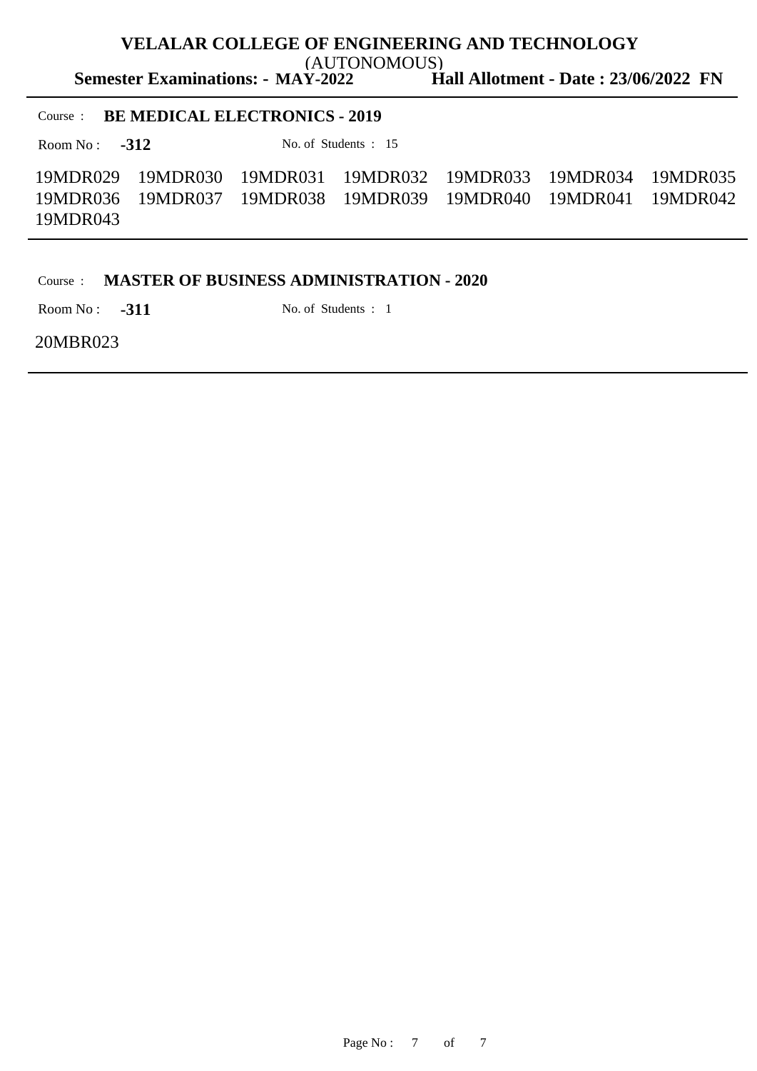# VELALAR COLLEGE OF ENGINEERING AND TECHNOLOGY

(AUTONOMOUS)

**Semester Examinations: - MAY-2022** **Hall Allotment - Date : 23/06/2022 FN**

---

Course : **BE MEDICAL ELECTRONICS - 2019**

Room No : **-312** No. of Students : 15

19MDR029 19MDR030 19MDR031 19MDR032 19MDR033 19MDR034 19MDR035
19MDR036 19MDR037 19MDR038 19MDR039 19MDR040 19MDR041 19MDR042
19MDR043

---

Course : **MASTER OF BUSINESS ADMINISTRATION - 2020**

Room No : **-311** No. of Students : 1

20MBR023